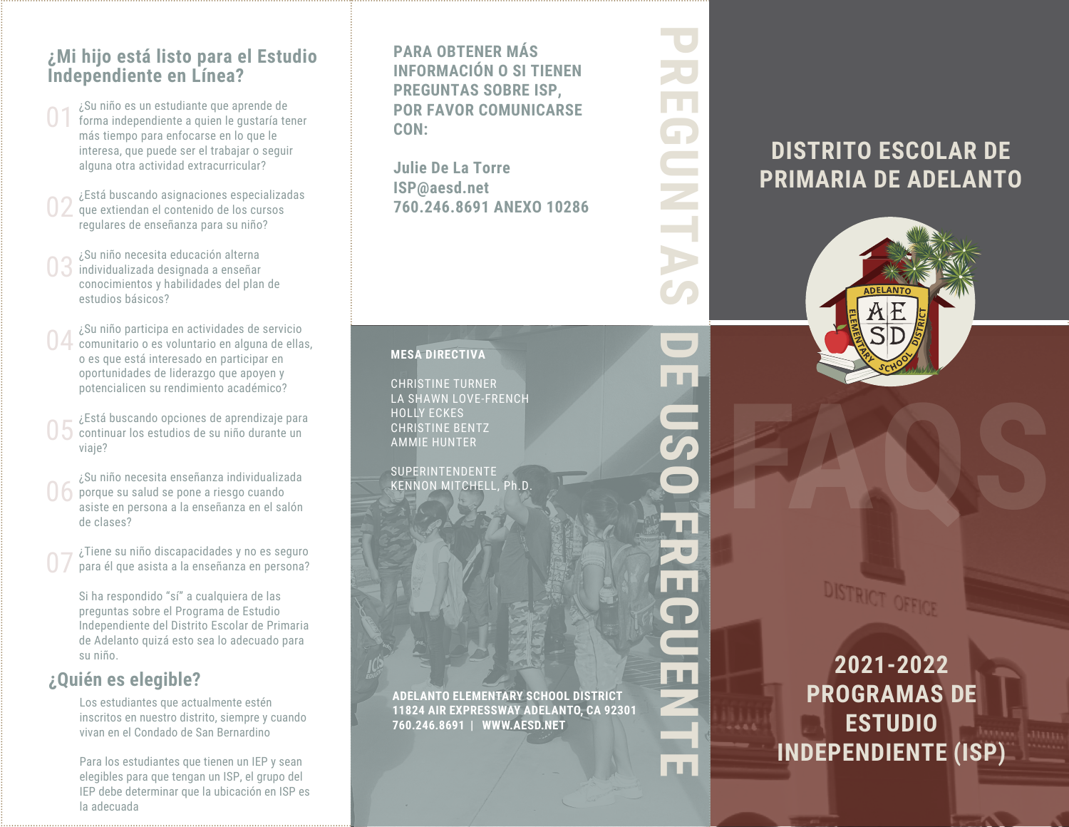## ¿Mi hijo está listo para el Estudio Independiente en Línea?

01 ¿Su niño es un estudiante que aprende de forma independiente a quien le gustaría tener más tiempo para enfocarse en lo que le interesa, que puede ser el trabajar o seguir alguna otra actividad extracurricular?

02 ¿Está buscando asignaciones especializadas que extiendan el contenido de los cursos regulares de enseñanza para su niño?

03 ¿Su niño necesita educación alterna individualizada designada a enseñar conocimientos y habilidades del plan de estudios básicos?

04 ¿Su niño participa en actividades de servicio comunitario o es voluntario en alguna de ellas, o es que está interesado en participar en oportunidades de liderazgo que apoyen y potencialicen su rendimiento académico?

05 ¿Está buscando opciones de aprendizaje para continuar los estudios de su niño durante un viaje?

06 ¿Su niño necesita enseñanza individualizada porque su salud se pone a riesgo cuando asiste en persona a la enseñanza en el salón de clases?

07 ¿Tiene su niño discapacidades y no es seguro para él que asista a la enseñanza en persona?

Si ha respondido "sí" a cualquiera de las preguntas sobre el Programa de Estudio Independiente del Distrito Escolar de Primaria de Adelanto quizá esto sea lo adecuado para su niño.

## ¿Quién es elegible?

Los estudiantes que actualmente estén inscritos en nuestro distrito, siempre y cuando vivan en el Condado de San Bernardino

Para los estudiantes que tienen un IEP y sean elegibles para que tengan un ISP, el grupo del IEP debe determinar que la ubicación en ISP es la adecuada

**PARA OBTENER MÁS INFORMACIÓN O SI TIENEN PREGUNTAS SOBRE ISP, POR FAVOR COMUNICARSE CON:**

**Julie De La Torre**
**ISP@aesd.net**
**760.246.8691 ANEXO 10286**

# PREGUNTAS DE USO FRECUENTE

**MESA DIRECTIVA**

CHRISTINE TURNER
LA SHAWN LOVE-FRENCH
HOLLY ECKES
CHRISTINE BENTZ
AMMIE HUNTER

SUPERINTENDENTE
KENNON MITCHELL, Ph.D.

**ADELANTO ELEMENTARY SCHOOL DISTRICT**
**11824 AIR EXPRESSWAY ADELANTO, CA 92301**
**760.246.8691 | WWW.AESD.NET**

# DISTRITO ESCOLAR DE PRIMARIA DE ADELANTO

ADELANTO ELEMENTARY SCHOOL DISTRICT
AE SD

FAQS

# 2021-2022 PROGRAMAS DE ESTUDIO INDEPENDIENTE (ISP)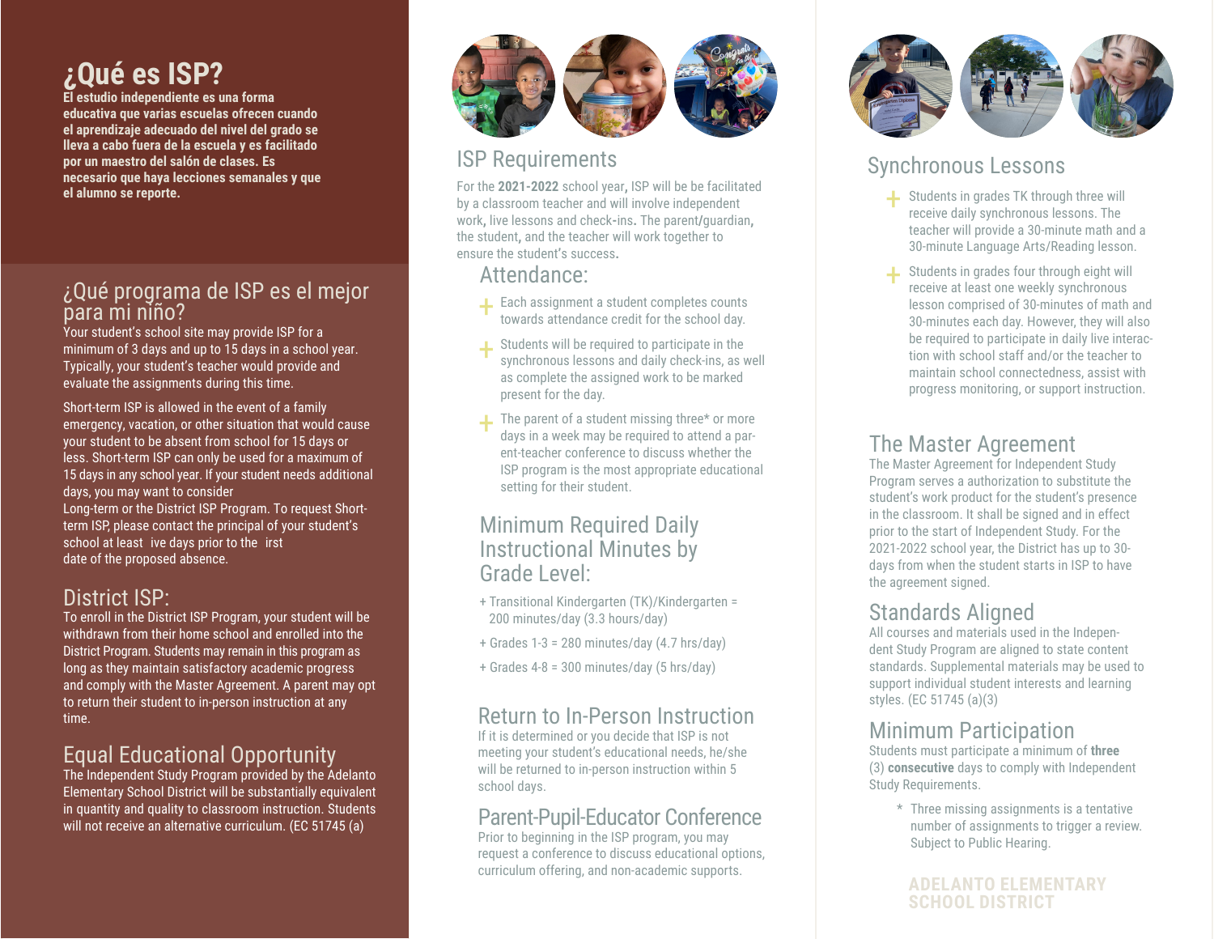# ¿Qué es ISP?

**El estudio independiente es una forma educativa que varias escuelas ofrecen cuando el aprendizaje adecuado del nivel del grado se lleva a cabo fuera de la escuela y es facilitado por un maestro del salón de clases. Es necesario que haya lecciones semanales y que el alumno se reporte.**

## ¿Qué programa de ISP es el mejor para mi niño?

Your student's school site may provide ISP for a minimum of 3 days and up to 15 days in a school year. Typically, your student's teacher would provide and evaluate the assignments during this time.

Short-term ISP is allowed in the event of a family emergency, vacation, or other situation that would cause your student to be absent from school for 15 days or less. Short-term ISP can only be used for a maximum of 15 days in any school year. If your student needs additional days, you may want to consider Long-term or the District ISP Program. To request Short-term ISP, please contact the principal of your student's school at least ive days prior to the irst date of the proposed absence.

## District ISP:

To enroll in the District ISP Program, your student will be withdrawn from their home school and enrolled into the District Program. Students may remain in this program as long as they maintain satisfactory academic progress and comply with the Master Agreement. A parent may opt to return their student to in-person instruction at any time.

## Equal Educational Opportunity

The Independent Study Program provided by the Adelanto Elementary School District will be substantially equivalent in quantity and quality to classroom instruction. Students will not receive an alternative curriculum. (EC 51745 (a)

## ISP Requirements

For the **2021-2022** school year, ISP will be be facilitated by a classroom teacher and will involve independent work, live lessons and check-ins. The parent/guardian, the student, and the teacher will work together to ensure the student's success.

### Attendance:

- Each assignment a student completes counts towards attendance credit for the school day.
- Students will be required to participate in the synchronous lessons and daily check-ins, as well as complete the assigned work to be marked present for the day.
- The parent of a student missing three* or more days in a week may be required to attend a parent-teacher conference to discuss whether the ISP program is the most appropriate educational setting for their student.

### Minimum Required Daily Instructional Minutes by Grade Level:

+ Transitional Kindergarten (TK)/Kindergarten = 200 minutes/day (3.3 hours/day)
+ Grades 1-3 = 280 minutes/day (4.7 hrs/day)
+ Grades 4-8 = 300 minutes/day (5 hrs/day)

### Return to In-Person Instruction

If it is determined or you decide that ISP is not meeting your student's educational needs, he/she will be returned to in-person instruction within 5 school days.

### Parent-Pupil-Educator Conference

Prior to beginning in the ISP program, you may request a conference to discuss educational options, curriculum offering, and non-academic supports.

## Synchronous Lessons

- Students in grades TK through three will receive daily synchronous lessons. The teacher will provide a 30-minute math and a 30-minute Language Arts/Reading lesson.
- Students in grades four through eight will receive at least one weekly synchronous lesson comprised of 30-minutes of math and 30-minutes each day. However, they will also be required to participate in daily live interaction with school staff and/or the teacher to maintain school connectedness, assist with progress monitoring, or support instruction.

## The Master Agreement

The Master Agreement for Independent Study Program serves a authorization to substitute the student's work product for the student's presence in the classroom. It shall be signed and in effect prior to the start of Independent Study. For the 2021-2022 school year, the District has up to 30-days from when the student starts in ISP to have the agreement signed.

## Standards Aligned

All courses and materials used in the Independent Study Program are aligned to state content standards. Supplemental materials may be used to support individual student interests and learning styles. (EC 51745 (a)(3)

## Minimum Participation

Students must participate a minimum of **three** (3) **consecutive** days to comply with Independent Study Requirements.

* Three missing assignments is a tentative number of assignments to trigger a review. Subject to Public Hearing.

ADELANTO ELEMENTARY SCHOOL DISTRICT